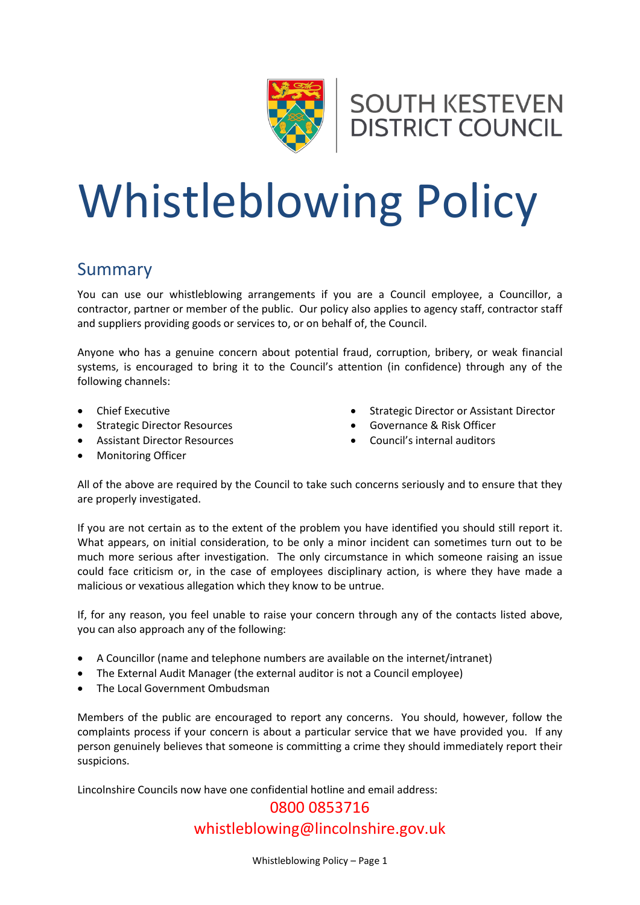SOUTH KESTEVEN DISTRICT COUNCIL

# Whistleblowing Policy

## Summary

You can use our whistleblowing arrangements if you are a Council employee, a Councillor, a contractor, partner or member of the public. Our policy also applies to agency staff, contractor staff and suppliers providing goods or services to, or on behalf of, the Council.

Anyone who has a genuine concern about potential fraud, corruption, bribery, or weak financial systems, is encouraged to bring it to the Council's attention (in confidence) through any of the following channels:

- Chief Executive
- Strategic Director Resources
- Assistant Director Resources
- Monitoring Officer
- Strategic Director or Assistant Director
- Governance & Risk Officer
- Council's internal auditors

All of the above are required by the Council to take such concerns seriously and to ensure that they are properly investigated.

If you are not certain as to the extent of the problem you have identified you should still report it. What appears, on initial consideration, to be only a minor incident can sometimes turn out to be much more serious after investigation. The only circumstance in which someone raising an issue could face criticism or, in the case of employees disciplinary action, is where they have made a malicious or vexatious allegation which they know to be untrue.

If, for any reason, you feel unable to raise your concern through any of the contacts listed above, you can also approach any of the following:

- A Councillor (name and telephone numbers are available on the internet/intranet)
- The External Audit Manager (the external auditor is not a Council employee)
- The Local Government Ombudsman

Members of the public are encouraged to report any concerns. You should, however, follow the complaints process if your concern is about a particular service that we have provided you. If any person genuinely believes that someone is committing a crime they should immediately report their suspicions.

Lincolnshire Councils now have one confidential hotline and email address:

0800 0853716

whistleblowing@lincolnshire.gov.uk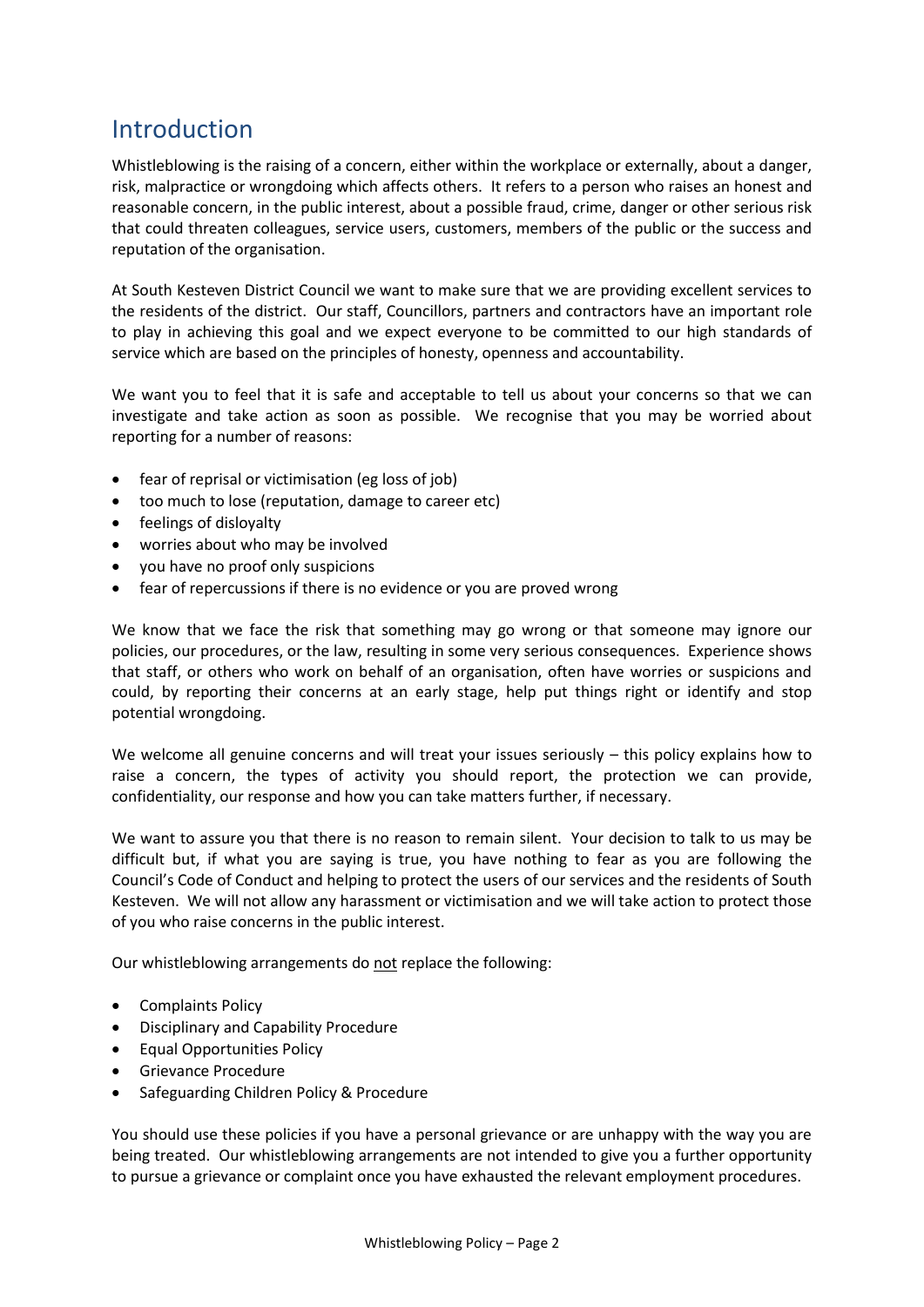# Introduction

Whistleblowing is the raising of a concern, either within the workplace or externally, about a danger, risk, malpractice or wrongdoing which affects others. It refers to a person who raises an honest and reasonable concern, in the public interest, about a possible fraud, crime, danger or other serious risk that could threaten colleagues, service users, customers, members of the public or the success and reputation of the organisation.

At South Kesteven District Council we want to make sure that we are providing excellent services to the residents of the district. Our staff, Councillors, partners and contractors have an important role to play in achieving this goal and we expect everyone to be committed to our high standards of service which are based on the principles of honesty, openness and accountability.

We want you to feel that it is safe and acceptable to tell us about your concerns so that we can investigate and take action as soon as possible. We recognise that you may be worried about reporting for a number of reasons:

- fear of reprisal or victimisation (eg loss of job)
- too much to lose (reputation, damage to career etc)
- feelings of disloyalty
- worries about who may be involved
- you have no proof only suspicions
- fear of repercussions if there is no evidence or you are proved wrong

We know that we face the risk that something may go wrong or that someone may ignore our policies, our procedures, or the law, resulting in some very serious consequences. Experience shows that staff, or others who work on behalf of an organisation, often have worries or suspicions and could, by reporting their concerns at an early stage, help put things right or identify and stop potential wrongdoing.

We welcome all genuine concerns and will treat your issues seriously – this policy explains how to raise a concern, the types of activity you should report, the protection we can provide, confidentiality, our response and how you can take matters further, if necessary.

We want to assure you that there is no reason to remain silent. Your decision to talk to us may be difficult but, if what you are saying is true, you have nothing to fear as you are following the Council's Code of Conduct and helping to protect the users of our services and the residents of South Kesteven. We will not allow any harassment or victimisation and we will take action to protect those of you who raise concerns in the public interest.

Our whistleblowing arrangements do not replace the following:

- Complaints Policy
- Disciplinary and Capability Procedure
- Equal Opportunities Policy
- Grievance Procedure
- Safeguarding Children Policy & Procedure

You should use these policies if you have a personal grievance or are unhappy with the way you are being treated. Our whistleblowing arrangements are not intended to give you a further opportunity to pursue a grievance or complaint once you have exhausted the relevant employment procedures.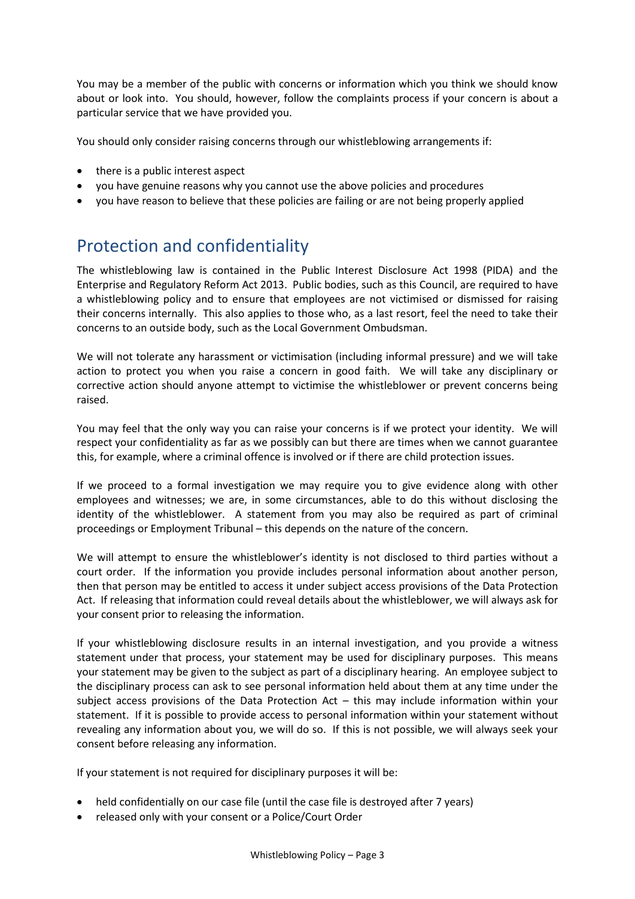You may be a member of the public with concerns or information which you think we should know about or look into. You should, however, follow the complaints process if your concern is about a particular service that we have provided you.

You should only consider raising concerns through our whistleblowing arrangements if:

- there is a public interest aspect
- you have genuine reasons why you cannot use the above policies and procedures
- you have reason to believe that these policies are failing or are not being properly applied

## Protection and confidentiality

The whistleblowing law is contained in the Public Interest Disclosure Act 1998 (PIDA) and the Enterprise and Regulatory Reform Act 2013. Public bodies, such as this Council, are required to have a whistleblowing policy and to ensure that employees are not victimised or dismissed for raising their concerns internally. This also applies to those who, as a last resort, feel the need to take their concerns to an outside body, such as the Local Government Ombudsman.

We will not tolerate any harassment or victimisation (including informal pressure) and we will take action to protect you when you raise a concern in good faith. We will take any disciplinary or corrective action should anyone attempt to victimise the whistleblower or prevent concerns being raised.

You may feel that the only way you can raise your concerns is if we protect your identity. We will respect your confidentiality as far as we possibly can but there are times when we cannot guarantee this, for example, where a criminal offence is involved or if there are child protection issues.

If we proceed to a formal investigation we may require you to give evidence along with other employees and witnesses; we are, in some circumstances, able to do this without disclosing the identity of the whistleblower. A statement from you may also be required as part of criminal proceedings or Employment Tribunal – this depends on the nature of the concern.

We will attempt to ensure the whistleblower's identity is not disclosed to third parties without a court order. If the information you provide includes personal information about another person, then that person may be entitled to access it under subject access provisions of the Data Protection Act. If releasing that information could reveal details about the whistleblower, we will always ask for your consent prior to releasing the information.

If your whistleblowing disclosure results in an internal investigation, and you provide a witness statement under that process, your statement may be used for disciplinary purposes. This means your statement may be given to the subject as part of a disciplinary hearing. An employee subject to the disciplinary process can ask to see personal information held about them at any time under the subject access provisions of the Data Protection Act – this may include information within your statement. If it is possible to provide access to personal information within your statement without revealing any information about you, we will do so. If this is not possible, we will always seek your consent before releasing any information.

If your statement is not required for disciplinary purposes it will be:

- held confidentially on our case file (until the case file is destroyed after 7 years)
- released only with your consent or a Police/Court Order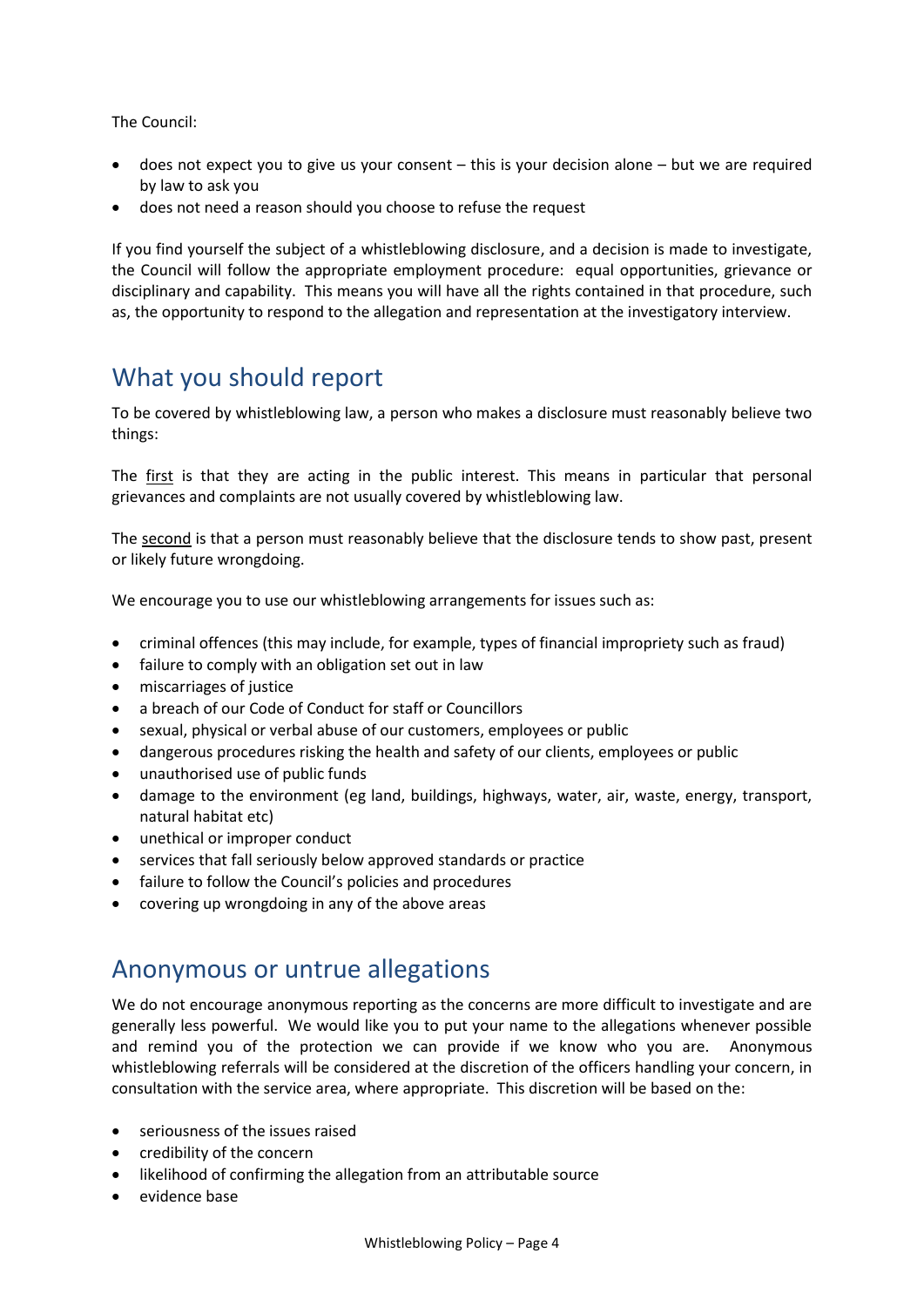The Council:

- does not expect you to give us your consent – this is your decision alone – but we are required by law to ask you
- does not need a reason should you choose to refuse the request

If you find yourself the subject of a whistleblowing disclosure, and a decision is made to investigate, the Council will follow the appropriate employment procedure: equal opportunities, grievance or disciplinary and capability. This means you will have all the rights contained in that procedure, such as, the opportunity to respond to the allegation and representation at the investigatory interview.

## What you should report

To be covered by whistleblowing law, a person who makes a disclosure must reasonably believe two things:

The first is that they are acting in the public interest. This means in particular that personal grievances and complaints are not usually covered by whistleblowing law.

The second is that a person must reasonably believe that the disclosure tends to show past, present or likely future wrongdoing.

We encourage you to use our whistleblowing arrangements for issues such as:

- criminal offences (this may include, for example, types of financial impropriety such as fraud)
- failure to comply with an obligation set out in law
- miscarriages of justice
- a breach of our Code of Conduct for staff or Councillors
- sexual, physical or verbal abuse of our customers, employees or public
- dangerous procedures risking the health and safety of our clients, employees or public
- unauthorised use of public funds
- damage to the environment (eg land, buildings, highways, water, air, waste, energy, transport, natural habitat etc)
- unethical or improper conduct
- services that fall seriously below approved standards or practice
- failure to follow the Council's policies and procedures
- covering up wrongdoing in any of the above areas

## Anonymous or untrue allegations

We do not encourage anonymous reporting as the concerns are more difficult to investigate and are generally less powerful. We would like you to put your name to the allegations whenever possible and remind you of the protection we can provide if we know who you are. Anonymous whistleblowing referrals will be considered at the discretion of the officers handling your concern, in consultation with the service area, where appropriate. This discretion will be based on the:

- seriousness of the issues raised
- credibility of the concern
- likelihood of confirming the allegation from an attributable source
- evidence base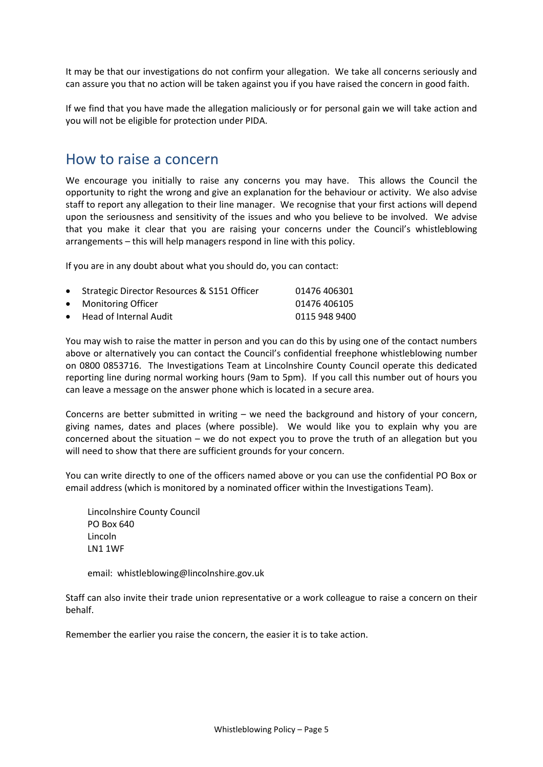It may be that our investigations do not confirm your allegation. We take all concerns seriously and can assure you that no action will be taken against you if you have raised the concern in good faith.

If we find that you have made the allegation maliciously or for personal gain we will take action and you will not be eligible for protection under PIDA.

## How to raise a concern

We encourage you initially to raise any concerns you may have. This allows the Council the opportunity to right the wrong and give an explanation for the behaviour or activity. We also advise staff to report any allegation to their line manager. We recognise that your first actions will depend upon the seriousness and sensitivity of the issues and who you believe to be involved. We advise that you make it clear that you are raising your concerns under the Council's whistleblowing arrangements – this will help managers respond in line with this policy.

If you are in any doubt about what you should do, you can contact:

- Strategic Director Resources & S151 Officer 01476 406301
- Monitoring Officer 01476 406105
- Head of Internal Audit 0115 948 9400

You may wish to raise the matter in person and you can do this by using one of the contact numbers above or alternatively you can contact the Council's confidential freephone whistleblowing number on 0800 0853716. The Investigations Team at Lincolnshire County Council operate this dedicated reporting line during normal working hours (9am to 5pm). If you call this number out of hours you can leave a message on the answer phone which is located in a secure area.

Concerns are better submitted in writing – we need the background and history of your concern, giving names, dates and places (where possible). We would like you to explain why you are concerned about the situation – we do not expect you to prove the truth of an allegation but you will need to show that there are sufficient grounds for your concern.

You can write directly to one of the officers named above or you can use the confidential PO Box or email address (which is monitored by a nominated officer within the Investigations Team).

Lincolnshire County Council
PO Box 640
Lincoln
LN1 1WF

email: whistleblowing@lincolnshire.gov.uk

Staff can also invite their trade union representative or a work colleague to raise a concern on their behalf.

Remember the earlier you raise the concern, the easier it is to take action.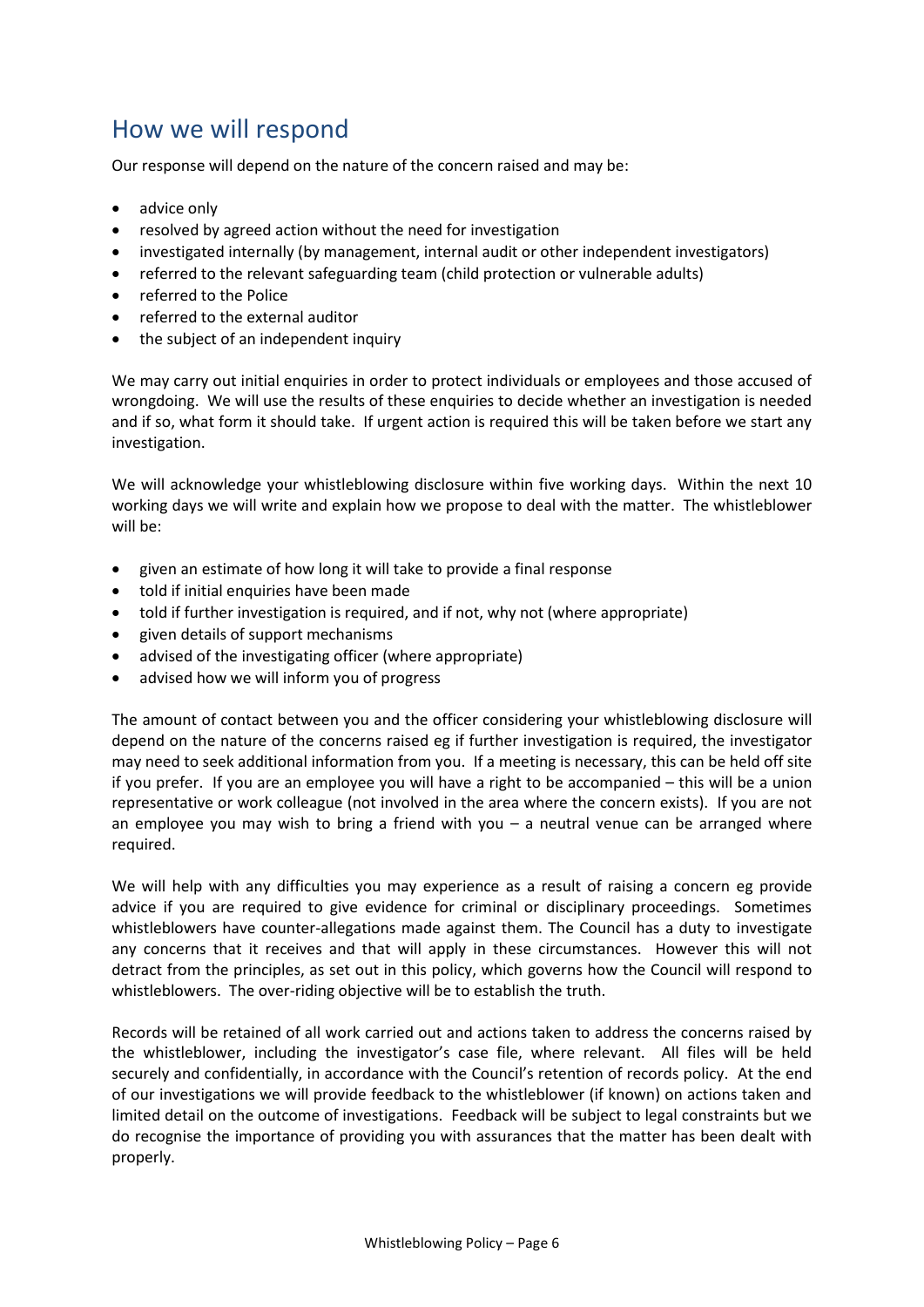## How we will respond

Our response will depend on the nature of the concern raised and may be:

- advice only
- resolved by agreed action without the need for investigation
- investigated internally (by management, internal audit or other independent investigators)
- referred to the relevant safeguarding team (child protection or vulnerable adults)
- referred to the Police
- referred to the external auditor
- the subject of an independent inquiry

We may carry out initial enquiries in order to protect individuals or employees and those accused of wrongdoing. We will use the results of these enquiries to decide whether an investigation is needed and if so, what form it should take. If urgent action is required this will be taken before we start any investigation.

We will acknowledge your whistleblowing disclosure within five working days. Within the next 10 working days we will write and explain how we propose to deal with the matter. The whistleblower will be:

- given an estimate of how long it will take to provide a final response
- told if initial enquiries have been made
- told if further investigation is required, and if not, why not (where appropriate)
- given details of support mechanisms
- advised of the investigating officer (where appropriate)
- advised how we will inform you of progress

The amount of contact between you and the officer considering your whistleblowing disclosure will depend on the nature of the concerns raised eg if further investigation is required, the investigator may need to seek additional information from you. If a meeting is necessary, this can be held off site if you prefer. If you are an employee you will have a right to be accompanied – this will be a union representative or work colleague (not involved in the area where the concern exists). If you are not an employee you may wish to bring a friend with you – a neutral venue can be arranged where required.

We will help with any difficulties you may experience as a result of raising a concern eg provide advice if you are required to give evidence for criminal or disciplinary proceedings. Sometimes whistleblowers have counter-allegations made against them. The Council has a duty to investigate any concerns that it receives and that will apply in these circumstances. However this will not detract from the principles, as set out in this policy, which governs how the Council will respond to whistleblowers. The over-riding objective will be to establish the truth.

Records will be retained of all work carried out and actions taken to address the concerns raised by the whistleblower, including the investigator's case file, where relevant. All files will be held securely and confidentially, in accordance with the Council's retention of records policy. At the end of our investigations we will provide feedback to the whistleblower (if known) on actions taken and limited detail on the outcome of investigations. Feedback will be subject to legal constraints but we do recognise the importance of providing you with assurances that the matter has been dealt with properly.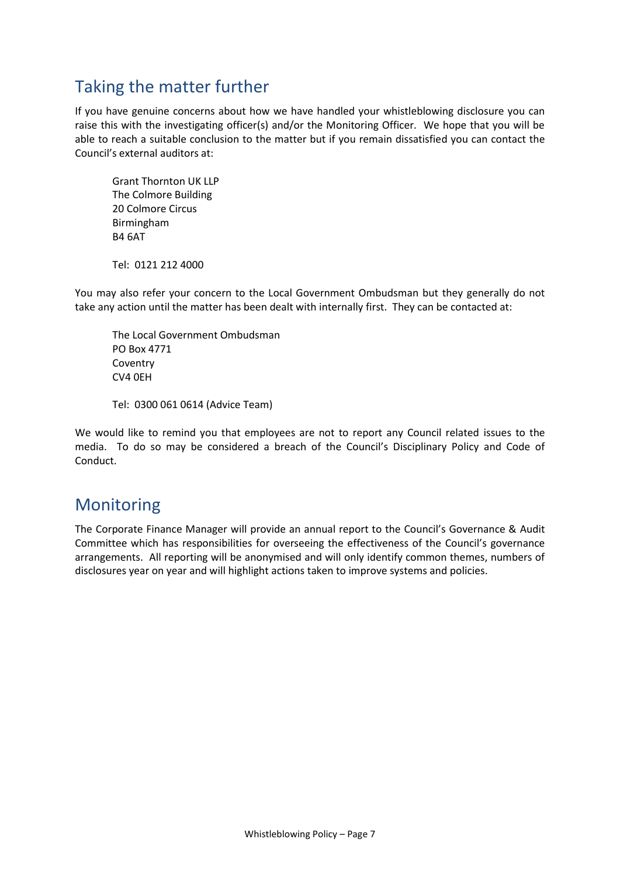## Taking the matter further

If you have genuine concerns about how we have handled your whistleblowing disclosure you can raise this with the investigating officer(s) and/or the Monitoring Officer. We hope that you will be able to reach a suitable conclusion to the matter but if you remain dissatisfied you can contact the Council's external auditors at:

> Grant Thornton UK LLP
> The Colmore Building
> 20 Colmore Circus
> Birmingham
> B4 6AT
>
> Tel: 0121 212 4000

You may also refer your concern to the Local Government Ombudsman but they generally do not take any action until the matter has been dealt with internally first. They can be contacted at:

> The Local Government Ombudsman
> PO Box 4771
> Coventry
> CV4 0EH
>
> Tel: 0300 061 0614 (Advice Team)

We would like to remind you that employees are not to report any Council related issues to the media. To do so may be considered a breach of the Council's Disciplinary Policy and Code of Conduct.

## Monitoring

The Corporate Finance Manager will provide an annual report to the Council's Governance & Audit Committee which has responsibilities for overseeing the effectiveness of the Council's governance arrangements. All reporting will be anonymised and will only identify common themes, numbers of disclosures year on year and will highlight actions taken to improve systems and policies.